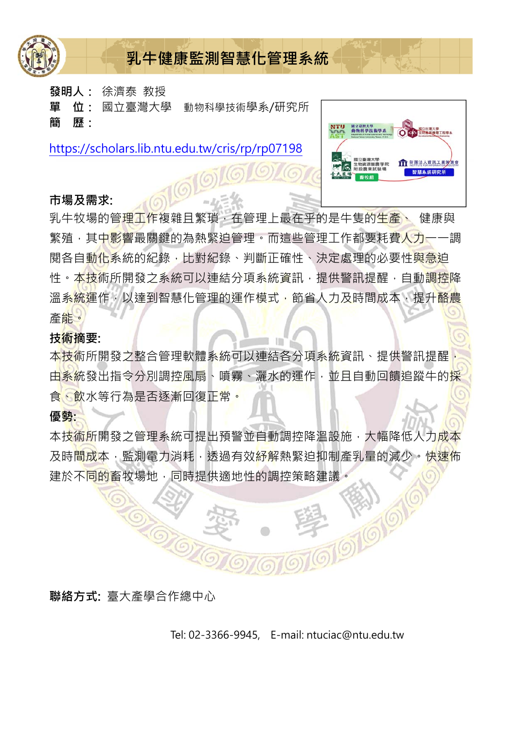# 乳牛健康監測智慧化管理系統

**發明人：** 徐濟泰 教授

**單　位：** 國立臺灣大學　動物科學技術學系/研究所

**簡　歷：**

https://scholars.lib.ntu.edu.tw/cris/rp/rp07198

**市場及需求:**

乳牛牧場的管理工作複雜且繁瑣，在管理上最在乎的是牛隻的生產、 健康與繁殖，其中影響最關鍵的為熱緊迫管理。而這些管理工作都要耗費人力——調閱各自動化系統的紀錄，比對紀錄、判斷正確性、決定處理的必要性與急迫性。本技術所開發之系統可以連結分項系統資訊，提供警訊提醒，自動調控降溫系統運作，以達到智慧化管理的運作模式，節省人力及時間成本，提升酪農產能。

**技術摘要:**

本技術所開發之整合管理軟體系統可以連結各分項系統資訊、提供警訊提醒，由系統發出指令分別調控風扇、噴霧、灑水的運作，並且自動回饋追蹤牛的採食、飲水等行為是否逐漸回復正常。

**優勢:**

本技術所開發之管理系統可提出預警並自動調控降溫設施，大幅降低人力成本及時間成本，監測電力消耗，透過有效紓解熱緊迫抑制產乳量的減少。快速佈建於不同的畜牧場地，同時提供適地性的調控策略建議。

**聯絡方式:** 臺大產學合作總中心

Tel: 02-3366-9945,　E-mail: ntuciac@ntu.edu.tw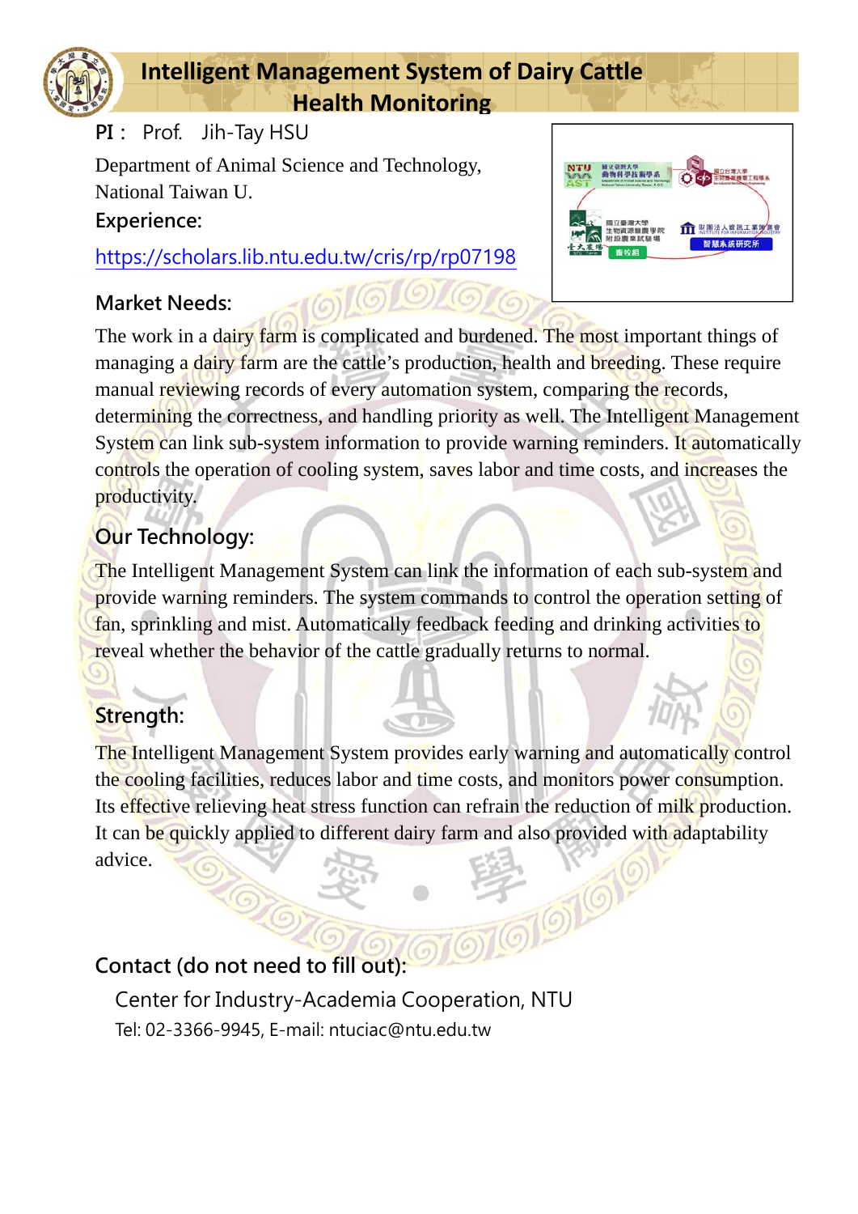# Intelligent Management System of Dairy Cattle Health Monitoring

**PI：** Prof. Jih-Tay HSU

Department of Animal Science and Technology, National Taiwan U.

**Experience:**

https://scholars.lib.ntu.edu.tw/cris/rp/rp07198

## Market Needs:

The work in a dairy farm is complicated and burdened. The most important things of managing a dairy farm are the cattle's production, health and breeding. These require manual reviewing records of every automation system, comparing the records, determining the correctness, and handling priority as well. The Intelligent Management System can link sub-system information to provide warning reminders. It automatically controls the operation of cooling system, saves labor and time costs, and increases the productivity.

## Our Technology:

The Intelligent Management System can link the information of each sub-system and provide warning reminders. The system commands to control the operation setting of fan, sprinkling and mist. Automatically feedback feeding and drinking activities to reveal whether the behavior of the cattle gradually returns to normal.

## Strength:

The Intelligent Management System provides early warning and automatically control the cooling facilities, reduces labor and time costs, and monitors power consumption. Its effective relieving heat stress function can refrain the reduction of milk production. It can be quickly applied to different dairy farm and also provided with adaptability advice.

## Contact (do not need to fill out):

Center for Industry-Academia Cooperation, NTU

Tel: 02-3366-9945, E-mail: ntuciac@ntu.edu.tw